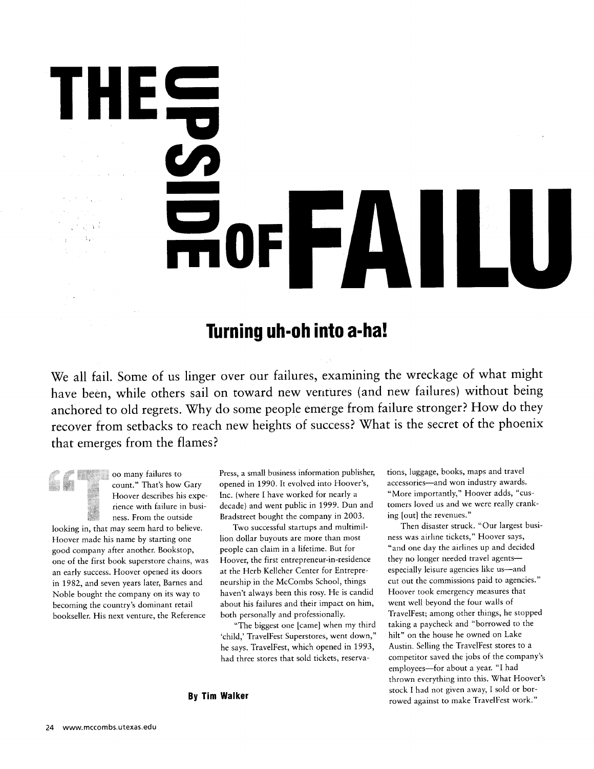# THE UPSIDE OF FAILU

## Turning uh-oh into a-ha!

We all fail. Some of us linger over our failures, examining the wreckage of what might have been, while others sail on toward new ventures (and new failures) without being anchored to old regrets. Why do some people emerge from failure stronger? How do they recover from setbacks to reach new heights of success? What is the secret of the phoenix that emerges from the flames?

**By Tim Walker**

"Too many failures to count." That's how Gary Hoover describes his experience with failure in business. From the outside looking in, that may seem hard to believe. Hoover made his name by starting one good company after another. Bookstop, one of the first book superstore chains, was an early success. Hoover opened its doors in 1982, and seven years later, Barnes and Noble bought the company on its way to becoming the country's dominant retail bookseller. His next venture, the Reference Press, a small business information publisher, opened in 1990. It evolved into Hoover's, Inc. (where I have worked for nearly a decade) and went public in 1999. Dun and Bradstreet bought the company in 2003.

Two successful startups and multimillion dollar buyouts are more than most people can claim in a lifetime. But for Hoover, the first entrepreneur-in-residence at the Herb Kelleher Center for Entrepreneurship in the McCombs School, things haven't always been this rosy. He is candid about his failures and their impact on him, both personally and professionally.

"The biggest one [came] when my third 'child,' TravelFest Superstores, went down," he says. TravelFest, which opened in 1993, had three stores that sold tickets, reservations, luggage, books, maps and travel accessories—and won industry awards. "More importantly," Hoover adds, "customers loved us and we were really cranking [out] the revenues."

Then disaster struck. "Our largest business was airline tickets," Hoover says, "and one day the airlines up and decided they no longer needed travel agents—especially leisure agencies like us—and cut out the commissions paid to agencies." Hoover took emergency measures that went well beyond the four walls of TravelFest; among other things, he stopped taking a paycheck and "borrowed to the hilt" on the house he owned on Lake Austin. Selling the TravelFest stores to a competitor saved the jobs of the company's employees—for about a year. "I had thrown everything into this. What Hoover's stock I had not given away, I sold or borrowed against to make TravelFest work."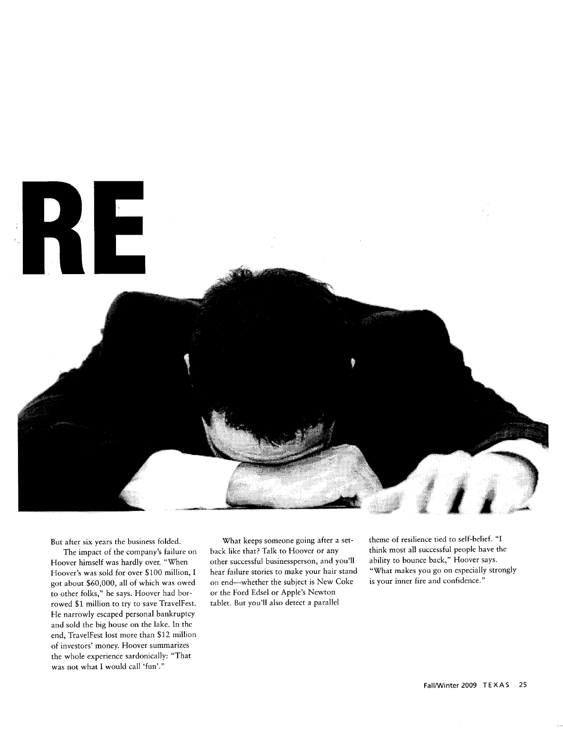# RE

But after six years the business folded.

The impact of the company's failure on Hoover himself was hardly over. "When Hoover's was sold for over $100 million, I got about $60,000, all of which was owed to other folks," he says. Hoover had borrowed $1 million to try to save TravelFest. He narrowly escaped personal bankruptcy and sold the big house on the lake. In the end, TravelFest lost more than $12 million of investors' money. Hoover summarizes the whole experience sardonically: "That was not what I would call 'fun'."

What keeps someone going after a setback like that? Talk to Hoover or any other successful businessperson, and you'll hear failure stories to make your hair stand on end—whether the subject is New Coke or the Ford Edsel or Apple's Newton tablet. But you'll also detect a parallel theme of resilience tied to self-belief. "I think most all successful people have the ability to bounce back," Hoover says. "What makes you go on especially strongly is your inner fire and confidence."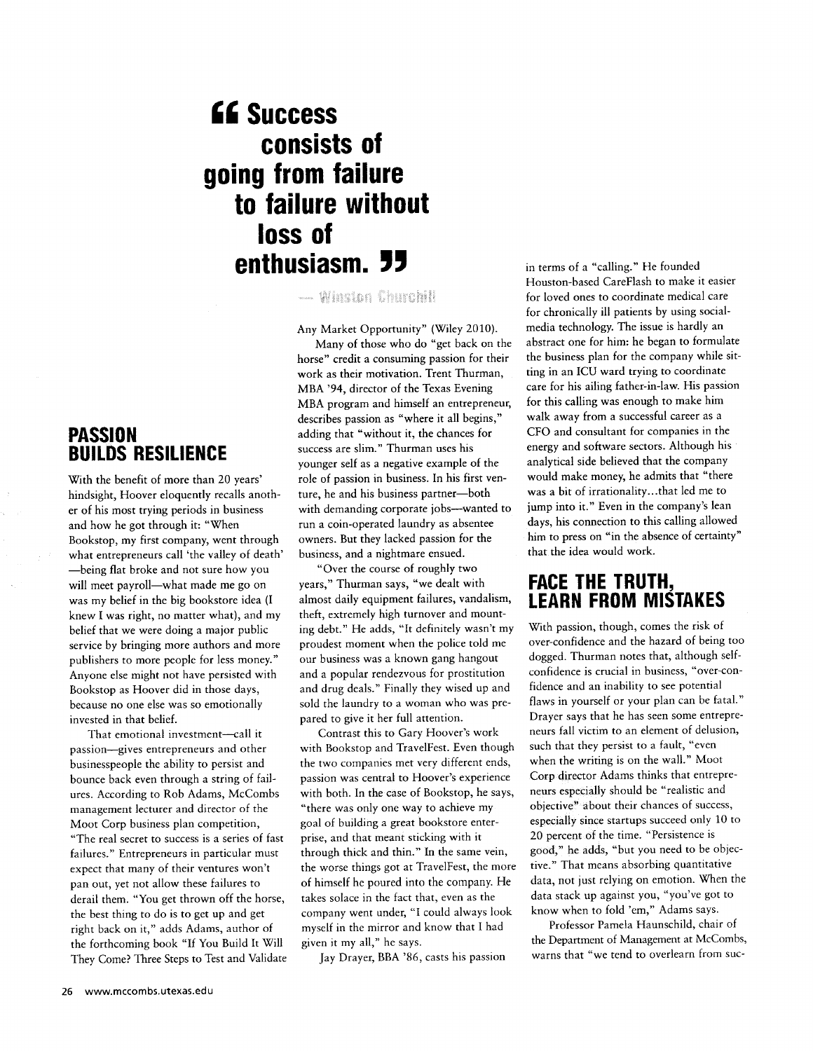> "Success consists of going from failure to failure without loss of enthusiasm."
>
> — Winston Churchill

Any Market Opportunity" (Wiley 2010).

## PASSION BUILDS RESILIENCE

With the benefit of more than 20 years' hindsight, Hoover eloquently recalls another of his most trying periods in business and how he got through it: "When Bookstop, my first company, went through what entrepreneurs call 'the valley of death' —being flat broke and not sure how you will meet payroll—what made me go on was my belief in the big bookstore idea (I knew I was right, no matter what), and my belief that we were doing a major public service by bringing more authors and more publishers to more people for less money." Anyone else might not have persisted with Bookstop as Hoover did in those days, because no one else was so emotionally invested in that belief.

That emotional investment—call it passion—gives entrepreneurs and other businesspeople the ability to persist and bounce back even through a string of failures. According to Rob Adams, McCombs management lecturer and director of the Moot Corp business plan competition, "The real secret to success is a series of fast failures." Entrepreneurs in particular must expect that many of their ventures won't pan out, yet not allow these failures to derail them. "You get thrown off the horse, the best thing to do is to get up and get right back on it," adds Adams, author of the forthcoming book "If You Build It Will They Come? Three Steps to Test and Validate Any Market Opportunity" (Wiley 2010).

Many of those who do "get back on the horse" credit a consuming passion for their work as their motivation. Trent Thurman, MBA '94, director of the Texas Evening MBA program and himself an entrepreneur, describes passion as "where it all begins," adding that "without it, the chances for success are slim." Thurman uses his younger self as a negative example of the role of passion in business. In his first venture, he and his business partner—both with demanding corporate jobs—wanted to run a coin-operated laundry as absentee owners. But they lacked passion for the business, and a nightmare ensued.

"Over the course of roughly two years," Thurman says, "we dealt with almost daily equipment failures, vandalism, theft, extremely high turnover and mounting debt." He adds, "It definitely wasn't my proudest moment when the police told me our business was a known gang hangout and a popular rendezvous for prostitution and drug deals." Finally they wised up and sold the laundry to a woman who was prepared to give it her full attention.

Contrast this to Gary Hoover's work with Bookstop and TravelFest. Even though the two companies met very different ends, passion was central to Hoover's experience with both. In the case of Bookstop, he says, "there was only one way to achieve my goal of building a great bookstore enterprise, and that meant sticking with it through thick and thin." In the same vein, the worse things got at TravelFest, the more of himself he poured into the company. He takes solace in the fact that, even as the company went under, "I could always look myself in the mirror and know that I had given it my all," he says.

Jay Drayer, BBA '86, casts his passion in terms of a "calling." He founded Houston-based CareFlash to make it easier for loved ones to coordinate medical care for chronically ill patients by using social-media technology. The issue is hardly an abstract one for him: he began to formulate the business plan for the company while sitting in an ICU ward trying to coordinate care for his ailing father-in-law. His passion for this calling was enough to make him walk away from a successful career as a CFO and consultant for companies in the energy and software sectors. Although his analytical side believed that the company would make money, he admits that "there was a bit of irrationality...that led me to jump into it." Even in the company's lean days, his connection to this calling allowed him to press on "in the absence of certainty" that the idea would work.

## FACE THE TRUTH, LEARN FROM MISTAKES

With passion, though, comes the risk of over-confidence and the hazard of being too dogged. Thurman notes that, although self-confidence is crucial in business, "over-confidence and an inability to see potential flaws in yourself or your plan can be fatal." Drayer says that he has seen some entrepreneurs fall victim to an element of delusion, such that they persist to a fault, "even when the writing is on the wall." Moot Corp director Adams thinks that entrepreneurs especially should be "realistic and objective" about their chances of success, especially since startups succeed only 10 to 20 percent of the time. "Persistence is good," he adds, "but you need to be objective." That means absorbing quantitative data, not just relying on emotion. When the data stack up against you, "you've got to know when to fold 'em," Adams says.

Professor Pamela Haunschild, chair of the Department of Management at McCombs, warns that "we tend to overlearn from suc-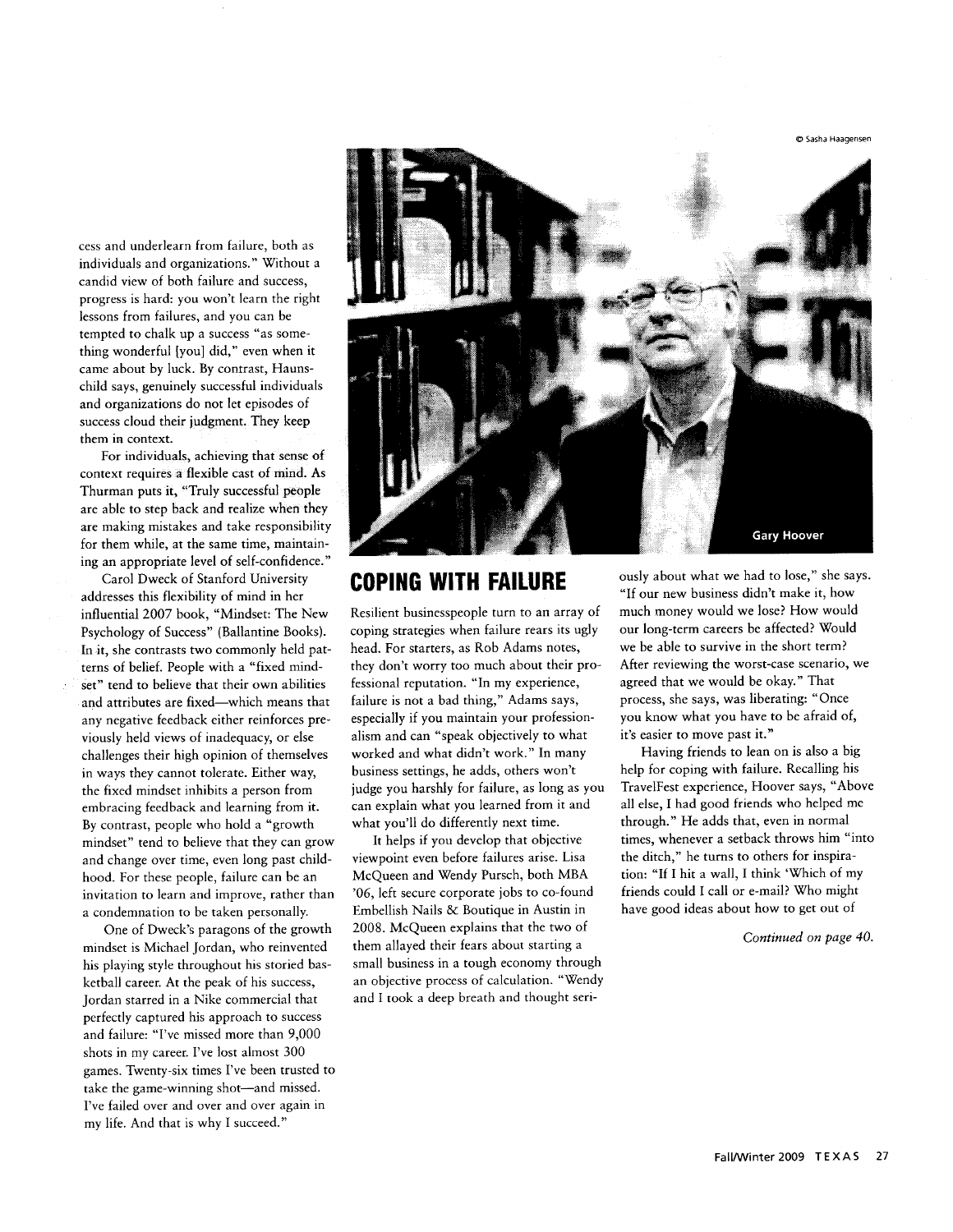cess and underlearn from failure, both as individuals and organizations." Without a candid view of both failure and success, progress is hard: you won't learn the right lessons from failures, and you can be tempted to chalk up a success "as something wonderful [you] did," even when it came about by luck. By contrast, Haunschild says, genuinely successful individuals and organizations do not let episodes of success cloud their judgment. They keep them in context.

For individuals, achieving that sense of context requires a flexible cast of mind. As Thurman puts it, "Truly successful people are able to step back and realize when they are making mistakes and take responsibility for them while, at the same time, maintaining an appropriate level of self-confidence."

Carol Dweck of Stanford University addresses this flexibility of mind in her influential 2007 book, "Mindset: The New Psychology of Success" (Ballantine Books). In it, she contrasts two commonly held patterns of belief. People with a "fixed mindset" tend to believe that their own abilities and attributes are fixed—which means that any negative feedback either reinforces previously held views of inadequacy, or else challenges their high opinion of themselves in ways they cannot tolerate. Either way, the fixed mindset inhibits a person from embracing feedback and learning from it. By contrast, people who hold a "growth mindset" tend to believe that they can grow and change over time, even long past childhood. For these people, failure can be an invitation to learn and improve, rather than a condemnation to be taken personally.

One of Dweck's paragons of the growth mindset is Michael Jordan, who reinvented his playing style throughout his storied basketball career. At the peak of his success, Jordan starred in a Nike commercial that perfectly captured his approach to success and failure: "I've missed more than 9,000 shots in my career. I've lost almost 300 games. Twenty-six times I've been trusted to take the game-winning shot—and missed. I've failed over and over and over again in my life. And that is why I succeed."

© Sasha Haagensen

Gary Hoover

## COPING WITH FAILURE

Resilient businesspeople turn to an array of coping strategies when failure rears its ugly head. For starters, as Rob Adams notes, they don't worry too much about their professional reputation. "In my experience, failure is not a bad thing," Adams says, especially if you maintain your professionalism and can "speak objectively to what worked and what didn't work." In many business settings, he adds, others won't judge you harshly for failure, as long as you can explain what you learned from it and what you'll do differently next time.

It helps if you develop that objective viewpoint even before failures arise. Lisa McQueen and Wendy Pursch, both MBA '06, left secure corporate jobs to co-found Embellish Nails & Boutique in Austin in 2008. McQueen explains that the two of them allayed their fears about starting a small business in a tough economy through an objective process of calculation. "Wendy and I took a deep breath and thought seriously about what we had to lose," she says. "If our new business didn't make it, how much money would we lose? How would our long-term careers be affected? Would we be able to survive in the short term? After reviewing the worst-case scenario, we agreed that we would be okay." That process, she says, was liberating: "Once you know what you have to be afraid of, it's easier to move past it."

Having friends to lean on is also a big help for coping with failure. Recalling his TravelFest experience, Hoover says, "Above all else, I had good friends who helped me through." He adds that, even in normal times, whenever a setback throws him "into the ditch," he turns to others for inspiration: "If I hit a wall, I think 'Which of my friends could I call or e-mail? Who might have good ideas about how to get out of

*Continued on page 40.*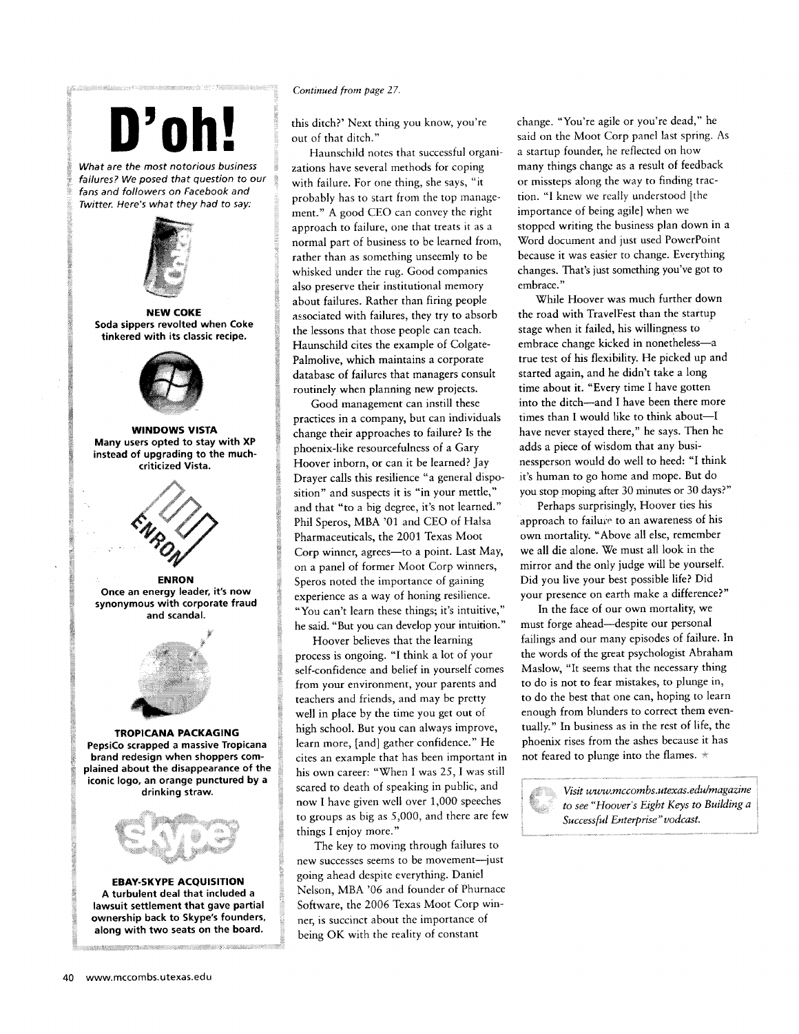# D'oh!

*What are the most notorious business failures? We posed that question to our fans and followers on Facebook and Twitter. Here's what they had to say:*

**NEW COKE**
**Soda sippers revolted when Coke tinkered with its classic recipe.**

**WINDOWS VISTA**
**Many users opted to stay with XP instead of upgrading to the much-criticized Vista.**

**ENRON**
**Once an energy leader, it's now synonymous with corporate fraud and scandal.**

**TROPICANA PACKAGING**
**PepsiCo scrapped a massive Tropicana brand redesign when shoppers complained about the disappearance of the iconic logo, an orange punctured by a drinking straw.**

**EBAY-SKYPE ACQUISITION**
**A turbulent deal that included a lawsuit settlement that gave partial ownership back to Skype's founders, along with two seats on the board.**

*Continued from page 27.*

this ditch?' Next thing you know, you're out of that ditch."

Haunschild notes that successful organizations have several methods for coping with failure. For one thing, she says, "it probably has to start from the top management." A good CEO can convey the right approach to failure, one that treats it as a normal part of business to be learned from, rather than as something unseemly to be whisked under the rug. Good companies also preserve their institutional memory about failures. Rather than firing people associated with failures, they try to absorb the lessons that those people can teach. Haunschild cites the example of Colgate-Palmolive, which maintains a corporate database of failures that managers consult routinely when planning new projects.

Good management can instill these practices in a company, but can individuals change their approaches to failure? Is the phoenix-like resourcefulness of a Gary Hoover inborn, or can it be learned? Jay Drayer calls this resilience "a general disposition" and suspects it is "in your mettle," and that "to a big degree, it's not learned." Phil Speros, MBA '01 and CEO of Halsa Pharmaceuticals, the 2001 Texas Moot Corp winner, agrees—to a point. Last May, on a panel of former Moot Corp winners, Speros noted the importance of gaining experience as a way of honing resilience. "You can't learn these things; it's intuitive," he said. "But you can develop your intuition."

Hoover believes that the learning process is ongoing. "I think a lot of your self-confidence and belief in yourself comes from your environment, your parents and teachers and friends, and may be pretty well in place by the time you get out of high school. But you can always improve, learn more, [and] gather confidence." He cites an example that has been important in his own career: "When I was 25, I was still scared to death of speaking in public, and now I have given well over 1,000 speeches to groups as big as 5,000, and there are few things I enjoy more."

The key to moving through failures to new successes seems to be movement—just going ahead despite everything. Daniel Nelson, MBA '06 and founder of Phurnace Software, the 2006 Texas Moot Corp winner, is succinct about the importance of being OK with the reality of constant change. "You're agile or you're dead," he said on the Moot Corp panel last spring. As a startup founder, he reflected on how many things change as a result of feedback or missteps along the way to finding traction. "I knew we really understood [the importance of being agile] when we stopped writing the business plan down in a Word document and just used PowerPoint because it was easier to change. Everything changes. That's just something you've got to embrace."

While Hoover was much further down the road with TravelFest than the startup stage when it failed, his willingness to embrace change kicked in nonetheless—a true test of his flexibility. He picked up and started again, and he didn't take a long time about it. "Every time I have gotten into the ditch—and I have been there more times than I would like to think about—I have never stayed there," he says. Then he adds a piece of wisdom that any businessperson would do well to heed: "I think it's human to go home and mope. But do you stop moping after 30 minutes or 30 days?"

Perhaps surprisingly, Hoover ties his approach to failure to an awareness of his own mortality. "Above all else, remember we all die alone. We must all look in the mirror and the only judge will be yourself. Did you live your best possible life? Did your presence on earth make a difference?"

In the face of our own mortality, we must forge ahead—despite our personal failings and our many episodes of failure. In the words of the great psychologist Abraham Maslow, "It seems that the necessary thing to do is not to fear mistakes, to plunge in, to do the best that one can, hoping to learn enough from blunders to correct them eventually." In business as in the rest of life, the phoenix rises from the ashes because it has not feared to plunge into the flames. ★

*Visit www.mccombs.utexas.edu/magazine to see "Hoover's Eight Keys to Building a Successful Enterprise" vodcast.*